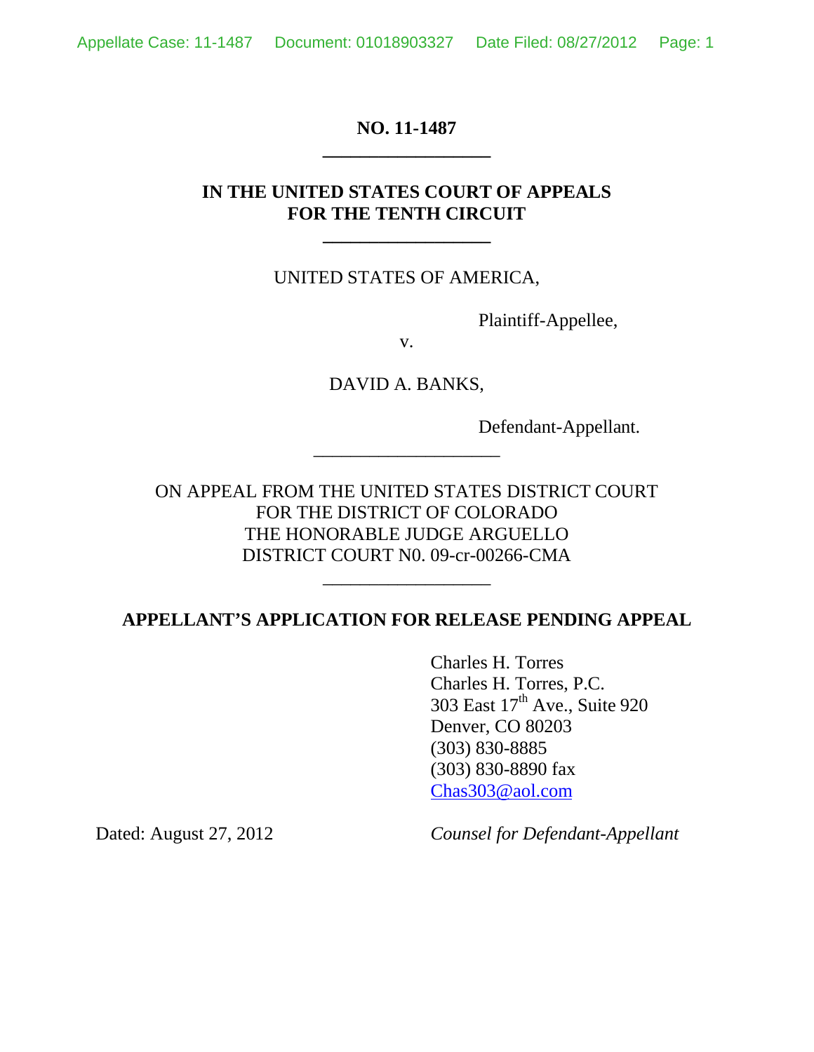**NO. 11-1487**

---

**IN THE UNITED STATES COURT OF APPEALS**
**FOR THE TENTH CIRCUIT**

---

UNITED STATES OF AMERICA,

Plaintiff-Appellee,

v.

DAVID A. BANKS,

Defendant-Appellant.

---

ON APPEAL FROM THE UNITED STATES DISTRICT COURT
FOR THE DISTRICT OF COLORADO
THE HONORABLE JUDGE ARGUELLO
DISTRICT COURT N0. 09-cr-00266-CMA

---

**APPELLANT'S APPLICATION FOR RELEASE PENDING APPEAL**

Charles H. Torres
Charles H. Torres, P.C.
303 East 17th Ave., Suite 920
Denver, CO 80203
(303) 830-8885
(303) 830-8890 fax
Chas303@aol.com

Dated: August 27, 2012

*Counsel for Defendant-Appellant*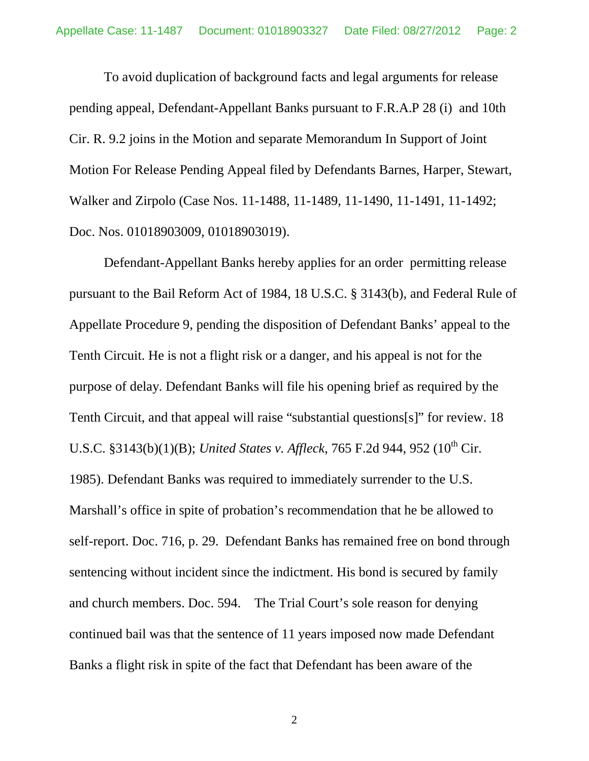To avoid duplication of background facts and legal arguments for release pending appeal, Defendant-Appellant Banks pursuant to F.R.A.P 28 (i) and 10th Cir. R. 9.2 joins in the Motion and separate Memorandum In Support of Joint Motion For Release Pending Appeal filed by Defendants Barnes, Harper, Stewart, Walker and Zirpolo (Case Nos. 11-1488, 11-1489, 11-1490, 11-1491, 11-1492; Doc. Nos. 01018903009, 01018903019).

Defendant-Appellant Banks hereby applies for an order permitting release pursuant to the Bail Reform Act of 1984, 18 U.S.C. § 3143(b), and Federal Rule of Appellate Procedure 9, pending the disposition of Defendant Banks' appeal to the Tenth Circuit. He is not a flight risk or a danger, and his appeal is not for the purpose of delay. Defendant Banks will file his opening brief as required by the Tenth Circuit, and that appeal will raise "substantial questions[s]" for review. 18 U.S.C. §3143(b)(1)(B); *United States v. Affleck*, 765 F.2d 944, 952 (10th Cir. 1985). Defendant Banks was required to immediately surrender to the U.S. Marshall's office in spite of probation's recommendation that he be allowed to self-report. Doc. 716, p. 29. Defendant Banks has remained free on bond through sentencing without incident since the indictment. His bond is secured by family and church members. Doc. 594. The Trial Court's sole reason for denying continued bail was that the sentence of 11 years imposed now made Defendant Banks a flight risk in spite of the fact that Defendant has been aware of the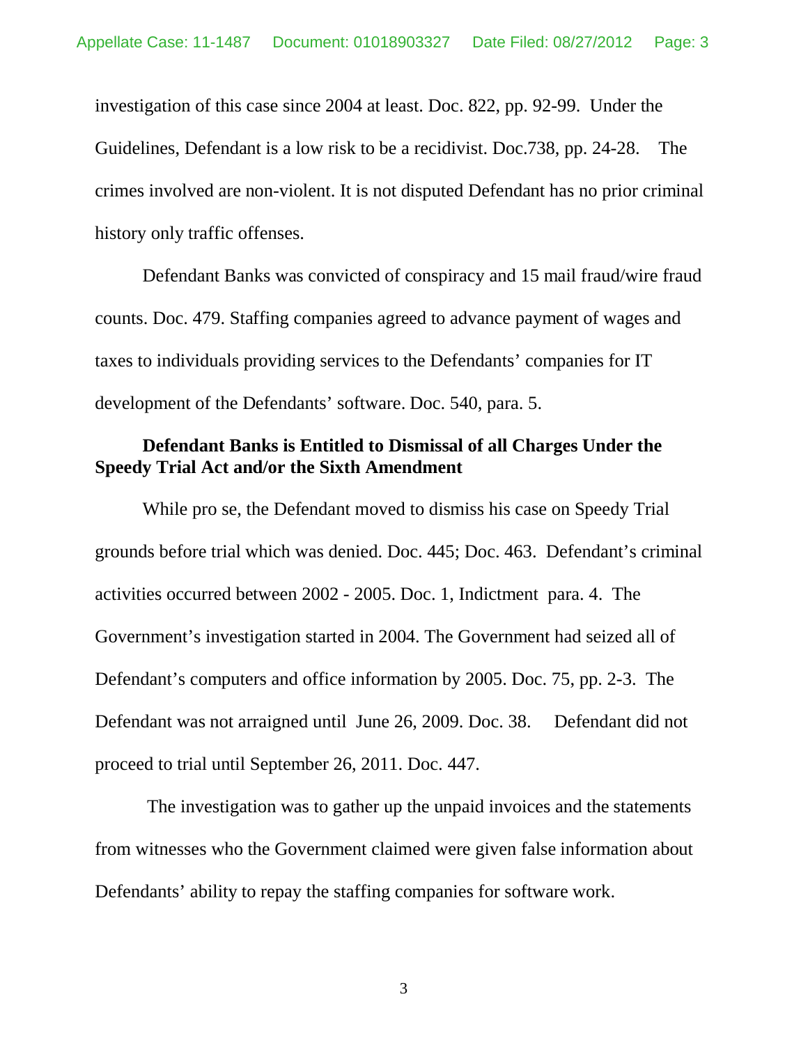investigation of this case since 2004 at least. Doc. 822, pp. 92-99. Under the Guidelines, Defendant is a low risk to be a recidivist. Doc.738, pp. 24-28. The crimes involved are non-violent. It is not disputed Defendant has no prior criminal history only traffic offenses.

Defendant Banks was convicted of conspiracy and 15 mail fraud/wire fraud counts. Doc. 479. Staffing companies agreed to advance payment of wages and taxes to individuals providing services to the Defendants' companies for IT development of the Defendants' software. Doc. 540, para. 5.

**Defendant Banks is Entitled to Dismissal of all Charges Under the Speedy Trial Act and/or the Sixth Amendment**

While pro se, the Defendant moved to dismiss his case on Speedy Trial grounds before trial which was denied. Doc. 445; Doc. 463. Defendant's criminal activities occurred between 2002 - 2005. Doc. 1, Indictment para. 4. The Government's investigation started in 2004. The Government had seized all of Defendant's computers and office information by 2005. Doc. 75, pp. 2-3. The Defendant was not arraigned until June 26, 2009. Doc. 38. Defendant did not proceed to trial until September 26, 2011. Doc. 447.

The investigation was to gather up the unpaid invoices and the statements from witnesses who the Government claimed were given false information about Defendants' ability to repay the staffing companies for software work.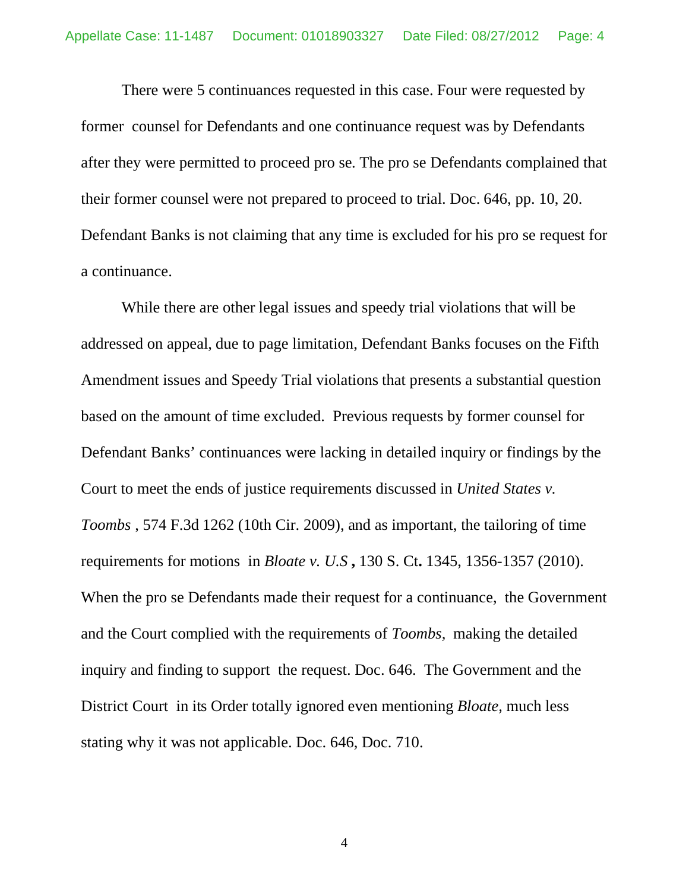There were 5 continuances requested in this case. Four were requested by former counsel for Defendants and one continuance request was by Defendants after they were permitted to proceed pro se. The pro se Defendants complained that their former counsel were not prepared to proceed to trial. Doc. 646, pp. 10, 20. Defendant Banks is not claiming that any time is excluded for his pro se request for a continuance.

While there are other legal issues and speedy trial violations that will be addressed on appeal, due to page limitation, Defendant Banks focuses on the Fifth Amendment issues and Speedy Trial violations that presents a substantial question based on the amount of time excluded. Previous requests by former counsel for Defendant Banks' continuances were lacking in detailed inquiry or findings by the Court to meet the ends of justice requirements discussed in *United States v. Toombs* , 574 F.3d 1262 (10th Cir. 2009), and as important, the tailoring of time requirements for motions in *Bloate v. U.S* **,** 130 S. Ct**.** 1345, 1356-1357 (2010). When the pro se Defendants made their request for a continuance, the Government and the Court complied with the requirements of *Toombs,* making the detailed inquiry and finding to support the request. Doc. 646. The Government and the District Court in its Order totally ignored even mentioning *Bloate,* much less stating why it was not applicable. Doc. 646, Doc. 710.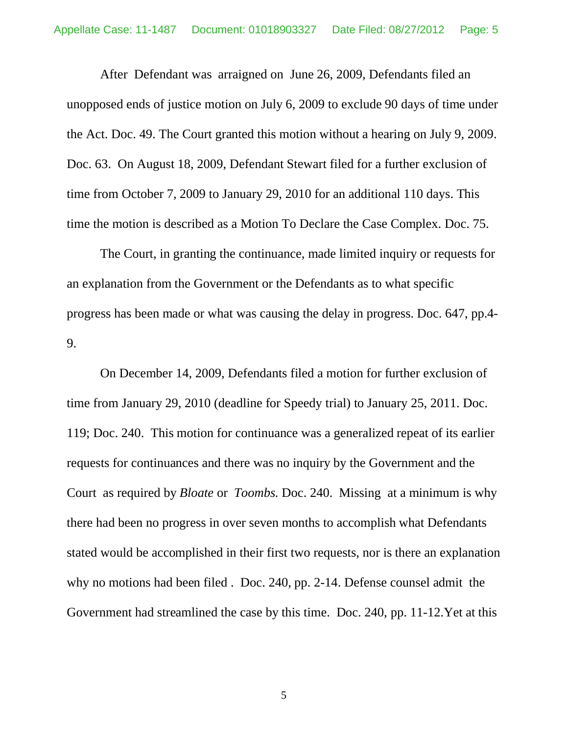After Defendant was arraigned on June 26, 2009, Defendants filed an unopposed ends of justice motion on July 6, 2009 to exclude 90 days of time under the Act. Doc. 49. The Court granted this motion without a hearing on July 9, 2009. Doc. 63. On August 18, 2009, Defendant Stewart filed for a further exclusion of time from October 7, 2009 to January 29, 2010 for an additional 110 days. This time the motion is described as a Motion To Declare the Case Complex. Doc. 75.

The Court, in granting the continuance, made limited inquiry or requests for an explanation from the Government or the Defendants as to what specific progress has been made or what was causing the delay in progress. Doc. 647, pp.4-9.

On December 14, 2009, Defendants filed a motion for further exclusion of time from January 29, 2010 (deadline for Speedy trial) to January 25, 2011. Doc. 119; Doc. 240. This motion for continuance was a generalized repeat of its earlier requests for continuances and there was no inquiry by the Government and the Court as required by *Bloate* or *Toombs.* Doc. 240. Missing at a minimum is why there had been no progress in over seven months to accomplish what Defendants stated would be accomplished in their first two requests, nor is there an explanation why no motions had been filed . Doc. 240, pp. 2-14. Defense counsel admit the Government had streamlined the case by this time. Doc. 240, pp. 11-12.Yet at this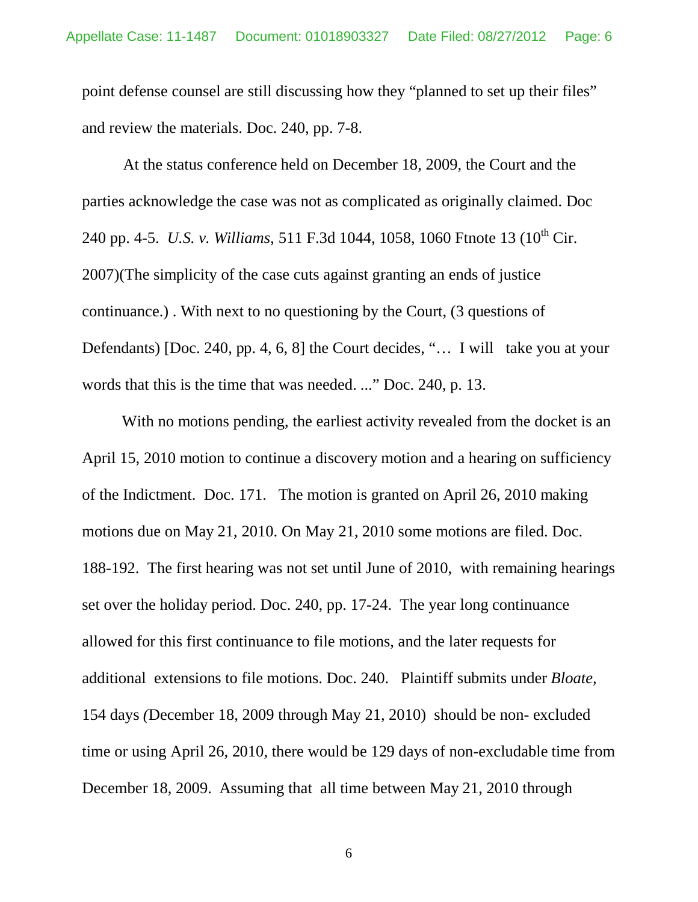point defense counsel are still discussing how they "planned to set up their files" and review the materials. Doc. 240, pp. 7-8.

At the status conference held on December 18, 2009, the Court and the parties acknowledge the case was not as complicated as originally claimed. Doc 240 pp. 4-5. *U.S. v. Williams*, 511 F.3d 1044, 1058, 1060 Ftnote 13 (10th Cir. 2007)(The simplicity of the case cuts against granting an ends of justice continuance.) . With next to no questioning by the Court, (3 questions of Defendants) [Doc. 240, pp. 4, 6, 8] the Court decides, "… I will take you at your words that this is the time that was needed. ..." Doc. 240, p. 13.

With no motions pending, the earliest activity revealed from the docket is an April 15, 2010 motion to continue a discovery motion and a hearing on sufficiency of the Indictment. Doc. 171. The motion is granted on April 26, 2010 making motions due on May 21, 2010. On May 21, 2010 some motions are filed. Doc. 188-192. The first hearing was not set until June of 2010, with remaining hearings set over the holiday period. Doc. 240, pp. 17-24. The year long continuance allowed for this first continuance to file motions, and the later requests for additional extensions to file motions. Doc. 240. Plaintiff submits under *Bloate,* 154 days *(*December 18, 2009 through May 21, 2010) should be non- excluded time or using April 26, 2010, there would be 129 days of non-excludable time from December 18, 2009. Assuming that all time between May 21, 2010 through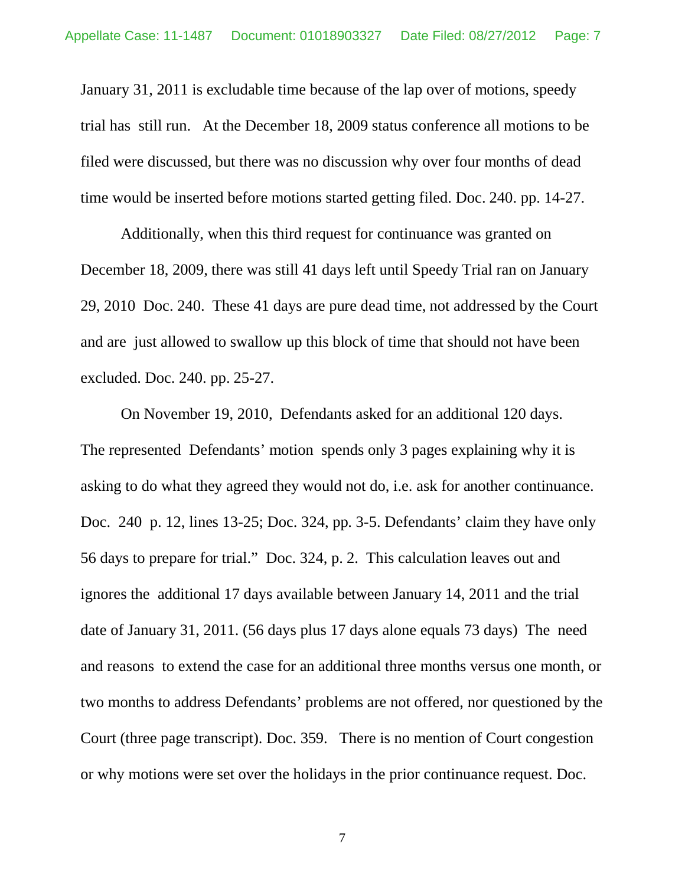January 31, 2011 is excludable time because of the lap over of motions, speedy trial has still run. At the December 18, 2009 status conference all motions to be filed were discussed, but there was no discussion why over four months of dead time would be inserted before motions started getting filed. Doc. 240. pp. 14-27.

Additionally, when this third request for continuance was granted on December 18, 2009, there was still 41 days left until Speedy Trial ran on January 29, 2010 Doc. 240. These 41 days are pure dead time, not addressed by the Court and are just allowed to swallow up this block of time that should not have been excluded. Doc. 240. pp. 25-27.

On November 19, 2010, Defendants asked for an additional 120 days. The represented Defendants' motion spends only 3 pages explaining why it is asking to do what they agreed they would not do, i.e. ask for another continuance. Doc. 240 p. 12, lines 13-25; Doc. 324, pp. 3-5. Defendants' claim they have only 56 days to prepare for trial." Doc. 324, p. 2. This calculation leaves out and ignores the additional 17 days available between January 14, 2011 and the trial date of January 31, 2011. (56 days plus 17 days alone equals 73 days) The need and reasons to extend the case for an additional three months versus one month, or two months to address Defendants' problems are not offered, nor questioned by the Court (three page transcript). Doc. 359. There is no mention of Court congestion or why motions were set over the holidays in the prior continuance request. Doc.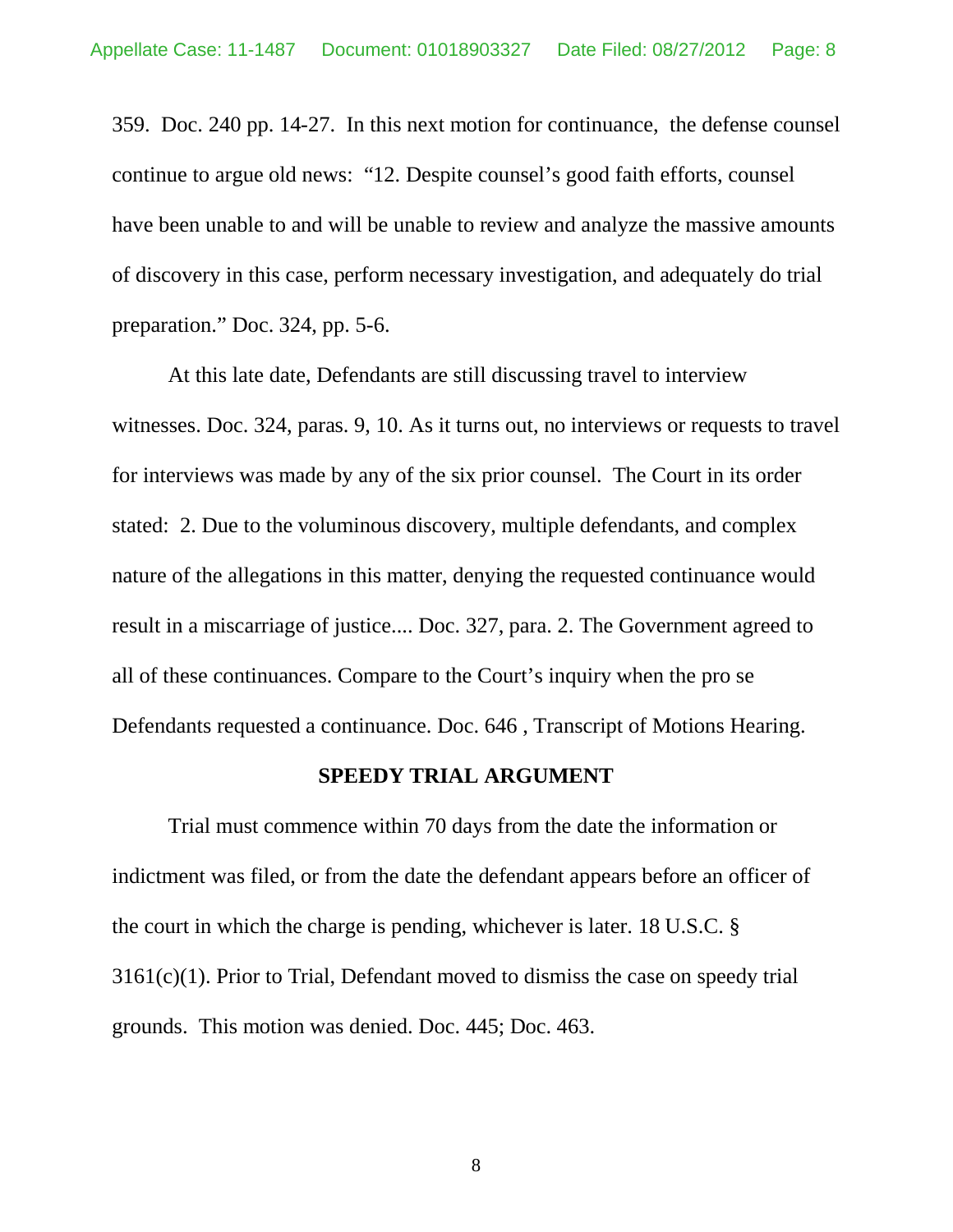359. Doc. 240 pp. 14-27. In this next motion for continuance, the defense counsel continue to argue old news: "12. Despite counsel's good faith efforts, counsel have been unable to and will be unable to review and analyze the massive amounts of discovery in this case, perform necessary investigation, and adequately do trial preparation." Doc. 324, pp. 5-6.

At this late date, Defendants are still discussing travel to interview witnesses. Doc. 324, paras. 9, 10. As it turns out, no interviews or requests to travel for interviews was made by any of the six prior counsel. The Court in its order stated: 2. Due to the voluminous discovery, multiple defendants, and complex nature of the allegations in this matter, denying the requested continuance would result in a miscarriage of justice.... Doc. 327, para. 2. The Government agreed to all of these continuances. Compare to the Court's inquiry when the pro se Defendants requested a continuance. Doc. 646 , Transcript of Motions Hearing.

## SPEEDY TRIAL ARGUMENT

Trial must commence within 70 days from the date the information or indictment was filed, or from the date the defendant appears before an officer of the court in which the charge is pending, whichever is later. 18 U.S.C. § 3161(c)(1). Prior to Trial, Defendant moved to dismiss the case on speedy trial grounds. This motion was denied. Doc. 445; Doc. 463.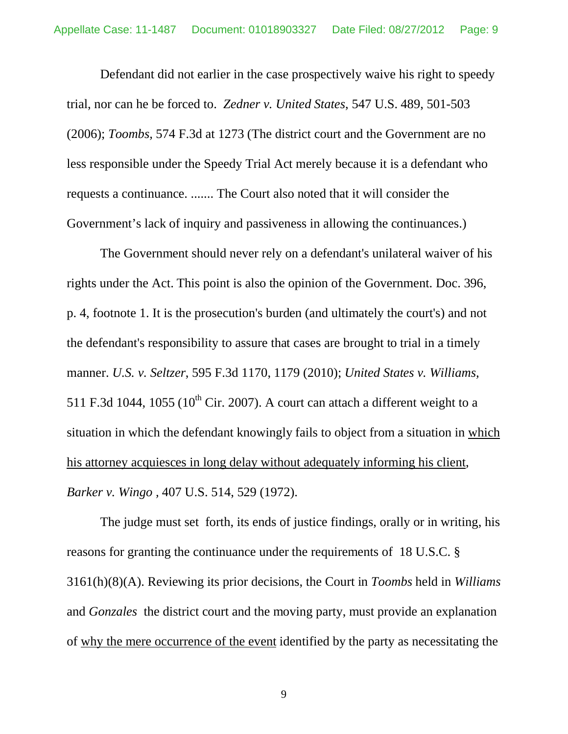Defendant did not earlier in the case prospectively waive his right to speedy trial, nor can he be forced to. *Zedner v. United States*, 547 U.S. 489, 501-503 (2006); *Toombs,* 574 F.3d at 1273 (The district court and the Government are no less responsible under the Speedy Trial Act merely because it is a defendant who requests a continuance. ....... The Court also noted that it will consider the Government's lack of inquiry and passiveness in allowing the continuances.)

The Government should never rely on a defendant's unilateral waiver of his rights under the Act. This point is also the opinion of the Government. Doc. 396, p. 4, footnote 1. It is the prosecution's burden (and ultimately the court's) and not the defendant's responsibility to assure that cases are brought to trial in a timely manner. *U.S. v. Seltzer*, 595 F.3d 1170, 1179 (2010); *United States v. Williams,* 511 F.3d 1044, 1055 (10th Cir. 2007). A court can attach a different weight to a situation in which the defendant knowingly fails to object from a situation in <u>which his attorney acquiesces in long delay without adequately informing his client</u>, *Barker v. Wingo ,* 407 U.S. 514, 529 (1972).

The judge must set forth, its ends of justice findings, orally or in writing, his reasons for granting the continuance under the requirements of 18 U.S.C. § 3161(h)(8)(A). Reviewing its prior decisions, the Court in *Toombs* held in *Williams* and *Gonzales* the district court and the moving party, must provide an explanation of <u>why the mere occurrence of the event</u> identified by the party as necessitating the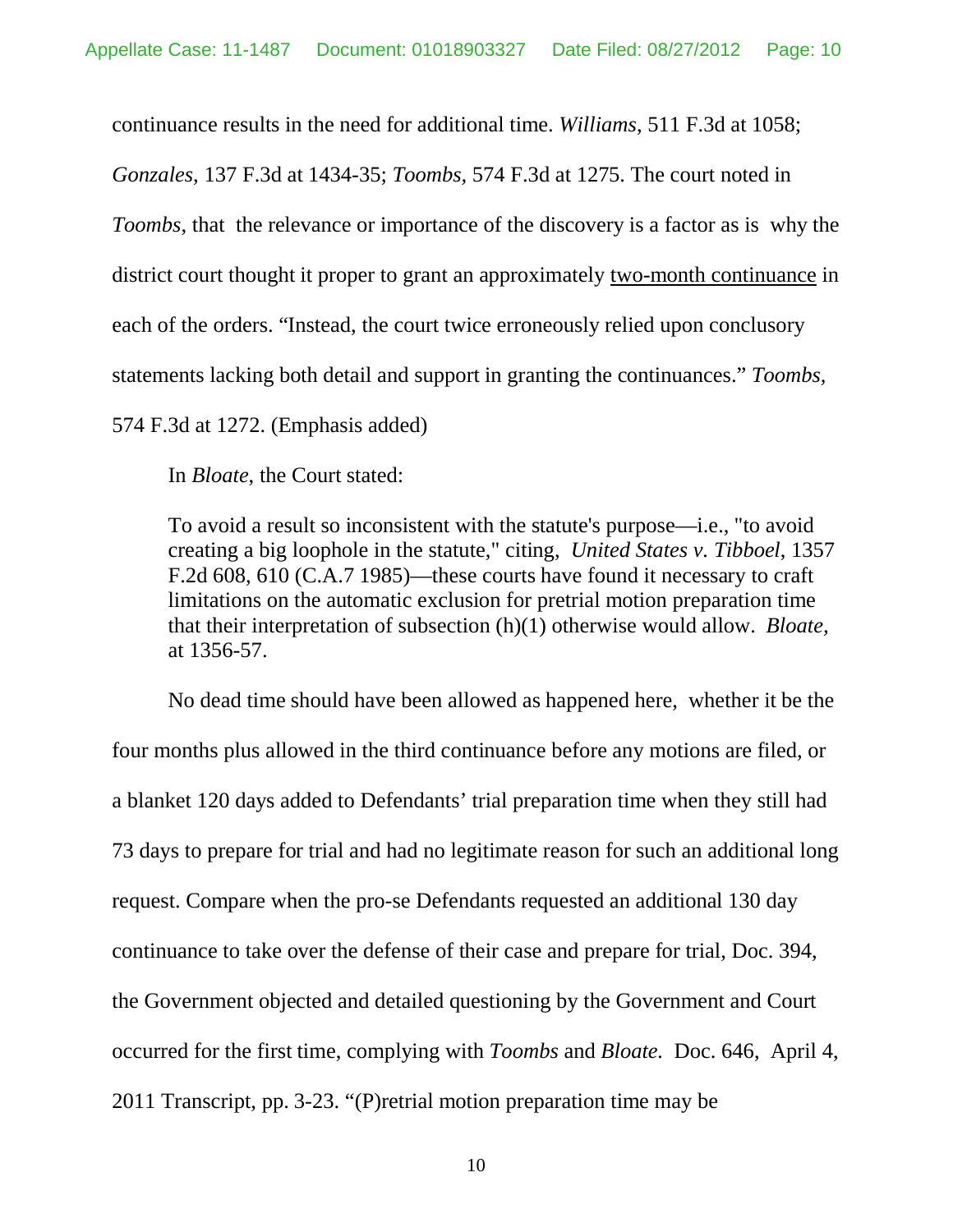continuance results in the need for additional time. *Williams*, 511 F.3d at 1058; *Gonzales*, 137 F.3d at 1434-35; *Toombs*, 574 F.3d at 1275. The court noted in *Toombs*, that the relevance or importance of the discovery is a factor as is why the district court thought it proper to grant an approximately <u>two-month continuance</u> in each of the orders. "Instead, the court twice erroneously relied upon conclusory statements lacking both detail and support in granting the continuances." *Toombs*, 574 F.3d at 1272. (Emphasis added)

In *Bloate*, the Court stated:

> To avoid a result so inconsistent with the statute's purpose—i.e., "to avoid creating a big loophole in the statute," citing, *United States v. Tibboel*, 1357 F.2d 608, 610 (C.A.7 1985)—these courts have found it necessary to craft limitations on the automatic exclusion for pretrial motion preparation time that their interpretation of subsection (h)(1) otherwise would allow. *Bloate*, at 1356-57.

No dead time should have been allowed as happened here, whether it be the four months plus allowed in the third continuance before any motions are filed, or a blanket 120 days added to Defendants' trial preparation time when they still had 73 days to prepare for trial and had no legitimate reason for such an additional long request. Compare when the pro-se Defendants requested an additional 130 day continuance to take over the defense of their case and prepare for trial, Doc. 394, the Government objected and detailed questioning by the Government and Court occurred for the first time, complying with *Toombs* and *Bloate*. Doc. 646, April 4, 2011 Transcript, pp. 3-23. "(P)retrial motion preparation time may be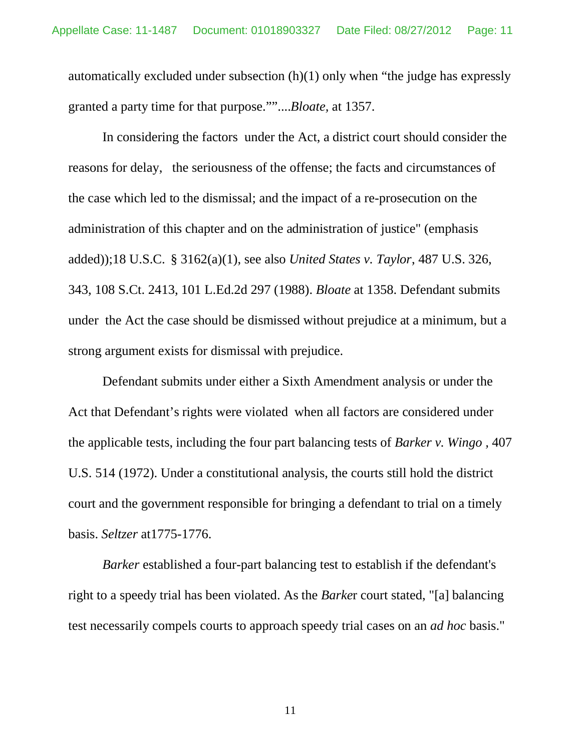automatically excluded under subsection (h)(1) only when “the judge has expressly granted a party time for that purpose.””....*Bloate*, at 1357.

In considering the factors under the Act, a district court should consider the reasons for delay, the seriousness of the offense; the facts and circumstances of the case which led to the dismissal; and the impact of a re-prosecution on the administration of this chapter and on the administration of justice" (emphasis added));18 U.S.C. § 3162(a)(1), see also *United States v. Taylor*, 487 U.S. 326, 343, 108 S.Ct. 2413, 101 L.Ed.2d 297 (1988). *Bloate* at 1358. Defendant submits under the Act the case should be dismissed without prejudice at a minimum, but a strong argument exists for dismissal with prejudice.

Defendant submits under either a Sixth Amendment analysis or under the Act that Defendant’s rights were violated when all factors are considered under the applicable tests, including the four part balancing tests of *Barker v. Wingo* , 407 U.S. 514 (1972). Under a constitutional analysis, the courts still hold the district court and the government responsible for bringing a defendant to trial on a timely basis. *Seltzer* at1775-1776.

*Barker* established a four-part balancing test to establish if the defendant's right to a speedy trial has been violated. As the *Barke*r court stated, "[a] balancing test necessarily compels courts to approach speedy trial cases on an *ad hoc* basis."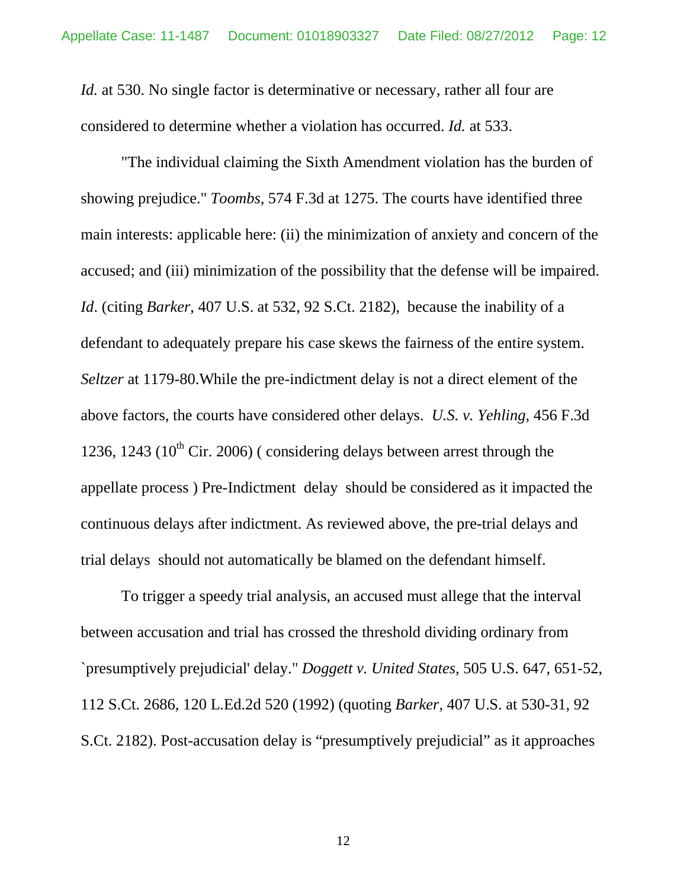*Id.* at 530. No single factor is determinative or necessary, rather all four are considered to determine whether a violation has occurred. *Id.* at 533.

"The individual claiming the Sixth Amendment violation has the burden of showing prejudice." *Toombs*, 574 F.3d at 1275. The courts have identified three main interests: applicable here: (ii) the minimization of anxiety and concern of the accused; and (iii) minimization of the possibility that the defense will be impaired. *Id*. (citing *Barker*, 407 U.S. at 532, 92 S.Ct. 2182), because the inability of a defendant to adequately prepare his case skews the fairness of the entire system. *Seltzer* at 1179-80.While the pre-indictment delay is not a direct element of the above factors, the courts have considered other delays. *U.S. v. Yehling,* 456 F.3d 1236, 1243 (10th Cir. 2006) ( considering delays between arrest through the appellate process ) Pre-Indictment delay should be considered as it impacted the continuous delays after indictment. As reviewed above, the pre-trial delays and trial delays should not automatically be blamed on the defendant himself.

To trigger a speedy trial analysis, an accused must allege that the interval between accusation and trial has crossed the threshold dividing ordinary from `presumptively prejudicial' delay." *Doggett v. United States,* 505 U.S. 647, 651-52, 112 S.Ct. 2686, 120 L.Ed.2d 520 (1992) (quoting *Barker,* 407 U.S. at 530-31, 92 S.Ct. 2182). Post-accusation delay is "presumptively prejudicial" as it approaches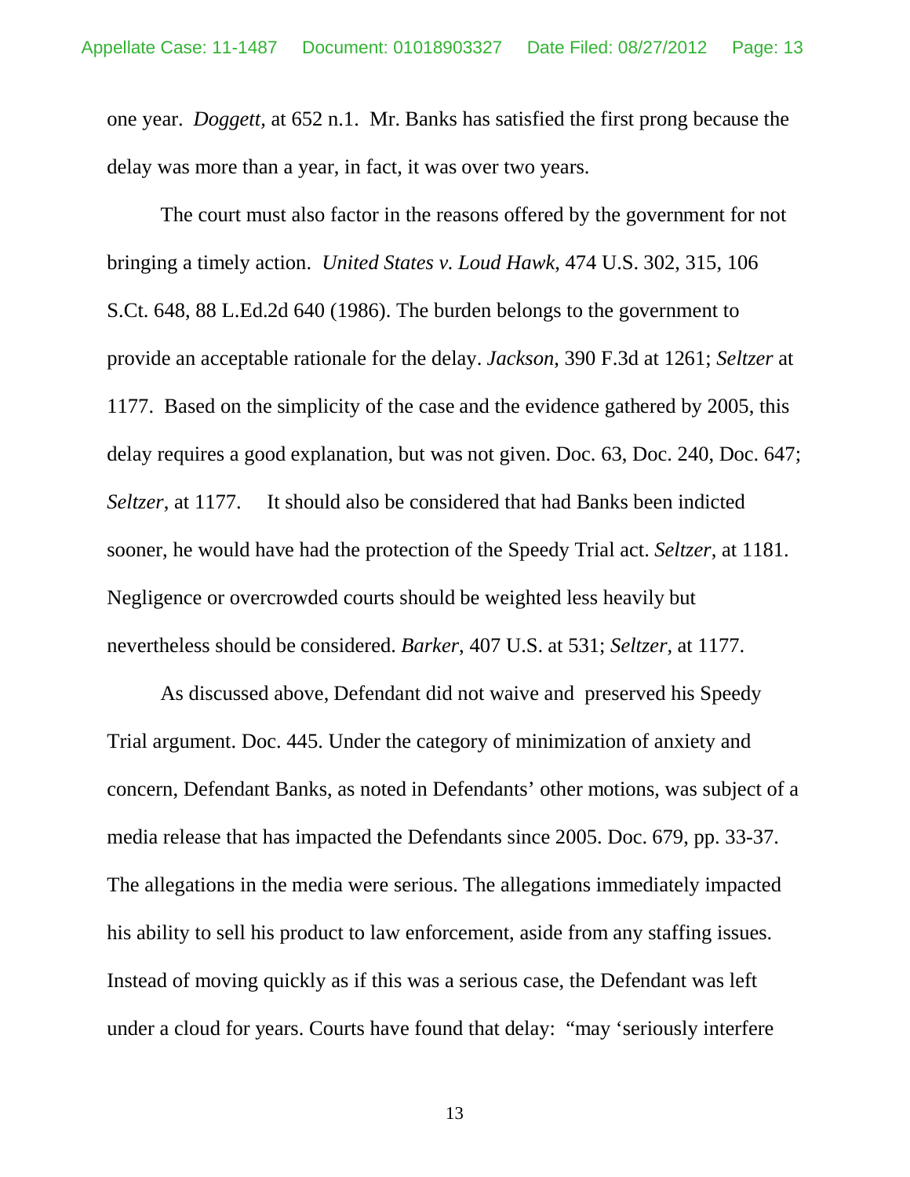one year. *Doggett,* at 652 n.1. Mr. Banks has satisfied the first prong because the delay was more than a year, in fact, it was over two years.

The court must also factor in the reasons offered by the government for not bringing a timely action. *United States v. Loud Hawk*, 474 U.S. 302, 315, 106 S.Ct. 648, 88 L.Ed.2d 640 (1986). The burden belongs to the government to provide an acceptable rationale for the delay. *Jackson*, 390 F.3d at 1261; *Seltzer* at 1177. Based on the simplicity of the case and the evidence gathered by 2005, this delay requires a good explanation, but was not given. Doc. 63, Doc. 240, Doc. 647; *Seltzer*, at 1177. It should also be considered that had Banks been indicted sooner, he would have had the protection of the Speedy Trial act. *Seltzer*, at 1181. Negligence or overcrowded courts should be weighted less heavily but nevertheless should be considered. *Barker*, 407 U.S. at 531; *Seltzer,* at 1177.

As discussed above, Defendant did not waive and preserved his Speedy Trial argument. Doc. 445. Under the category of minimization of anxiety and concern, Defendant Banks, as noted in Defendants' other motions, was subject of a media release that has impacted the Defendants since 2005. Doc. 679, pp. 33-37. The allegations in the media were serious. The allegations immediately impacted his ability to sell his product to law enforcement, aside from any staffing issues. Instead of moving quickly as if this was a serious case, the Defendant was left under a cloud for years. Courts have found that delay: "may 'seriously interfere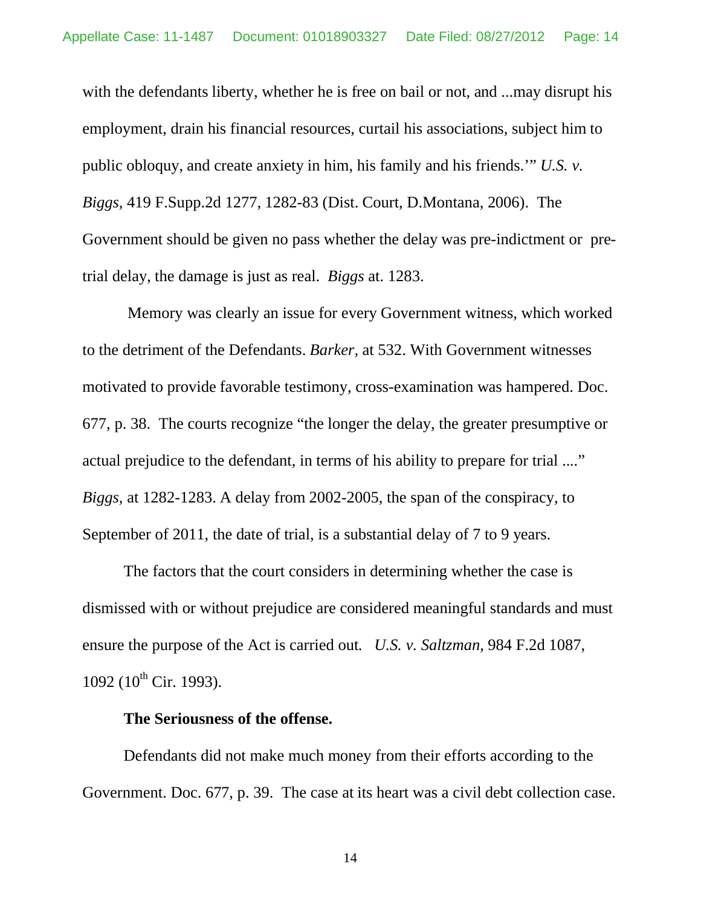with the defendants liberty, whether he is free on bail or not, and ...may disrupt his employment, drain his financial resources, curtail his associations, subject him to public obloquy, and create anxiety in him, his family and his friends.'" *U.S. v. Biggs,* 419 F.Supp.2d 1277, 1282-83 (Dist. Court, D.Montana, 2006). The Government should be given no pass whether the delay was pre-indictment or pre-trial delay, the damage is just as real. *Biggs* at. 1283.

Memory was clearly an issue for every Government witness, which worked to the detriment of the Defendants. *Barker,* at 532. With Government witnesses motivated to provide favorable testimony, cross-examination was hampered. Doc. 677, p. 38. The courts recognize "the longer the delay, the greater presumptive or actual prejudice to the defendant, in terms of his ability to prepare for trial ...." *Biggs,* at 1282-1283. A delay from 2002-2005, the span of the conspiracy, to September of 2011, the date of trial, is a substantial delay of 7 to 9 years.

The factors that the court considers in determining whether the case is dismissed with or without prejudice are considered meaningful standards and must ensure the purpose of the Act is carried out. *U.S. v. Saltzman,* 984 F.2d 1087, 1092 (10th Cir. 1993).

**The Seriousness of the offense.**

Defendants did not make much money from their efforts according to the Government. Doc. 677, p. 39. The case at its heart was a civil debt collection case.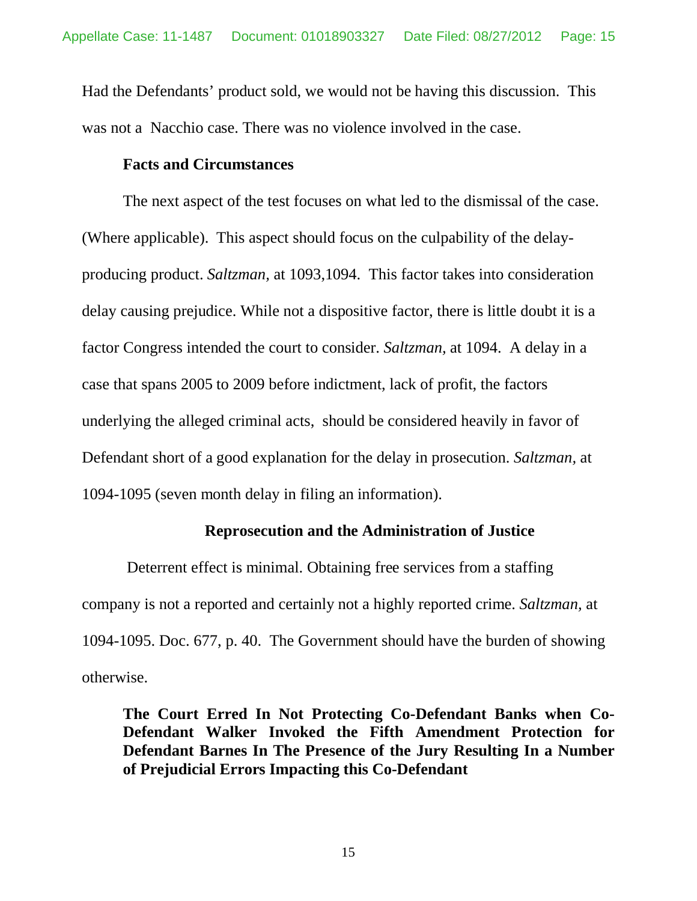Had the Defendants' product sold, we would not be having this discussion. This was not a Nacchio case. There was no violence involved in the case.

**Facts and Circumstances**

The next aspect of the test focuses on what led to the dismissal of the case. (Where applicable). This aspect should focus on the culpability of the delay-producing product. *Saltzman,* at 1093,1094. This factor takes into consideration delay causing prejudice. While not a dispositive factor, there is little doubt it is a factor Congress intended the court to consider. *Saltzman,* at 1094. A delay in a case that spans 2005 to 2009 before indictment, lack of profit, the factors underlying the alleged criminal acts, should be considered heavily in favor of Defendant short of a good explanation for the delay in prosecution. *Saltzman*, at 1094-1095 (seven month delay in filing an information).

**Reprosecution and the Administration of Justice**

Deterrent effect is minimal. Obtaining free services from a staffing company is not a reported and certainly not a highly reported crime. *Saltzman,* at 1094-1095. Doc. 677, p. 40. The Government should have the burden of showing otherwise.

**The Court Erred In Not Protecting Co-Defendant Banks when Co-Defendant Walker Invoked the Fifth Amendment Protection for Defendant Barnes In The Presence of the Jury Resulting In a Number of Prejudicial Errors Impacting this Co-Defendant**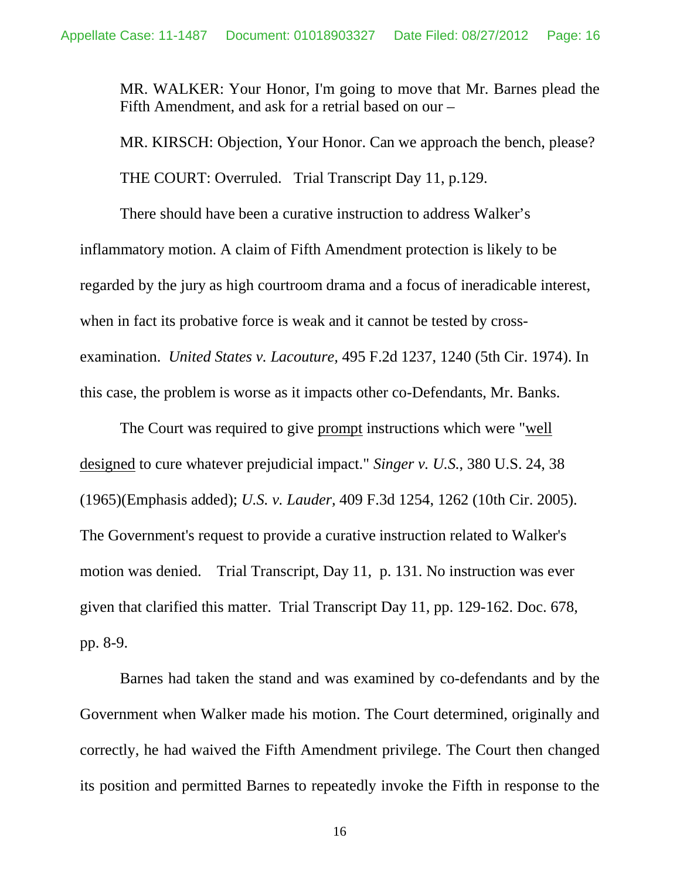MR. WALKER: Your Honor, I'm going to move that Mr. Barnes plead the Fifth Amendment, and ask for a retrial based on our –

MR. KIRSCH: Objection, Your Honor. Can we approach the bench, please?

THE COURT: Overruled. Trial Transcript Day 11, p.129.

There should have been a curative instruction to address Walker's inflammatory motion. A claim of Fifth Amendment protection is likely to be regarded by the jury as high courtroom drama and a focus of ineradicable interest, when in fact its probative force is weak and it cannot be tested by cross-examination. *United States v. Lacouture,* 495 F.2d 1237, 1240 (5th Cir. 1974). In this case, the problem is worse as it impacts other co-Defendants, Mr. Banks.

The Court was required to give prompt instructions which were "well designed to cure whatever prejudicial impact." *Singer v. U.S.*, 380 U.S. 24, 38 (1965)(Emphasis added); *U.S. v. Lauder,* 409 F.3d 1254, 1262 (10th Cir. 2005). The Government's request to provide a curative instruction related to Walker's motion was denied. Trial Transcript, Day 11, p. 131. No instruction was ever given that clarified this matter. Trial Transcript Day 11, pp. 129-162. Doc. 678, pp. 8-9.

Barnes had taken the stand and was examined by co-defendants and by the Government when Walker made his motion. The Court determined, originally and correctly, he had waived the Fifth Amendment privilege. The Court then changed its position and permitted Barnes to repeatedly invoke the Fifth in response to the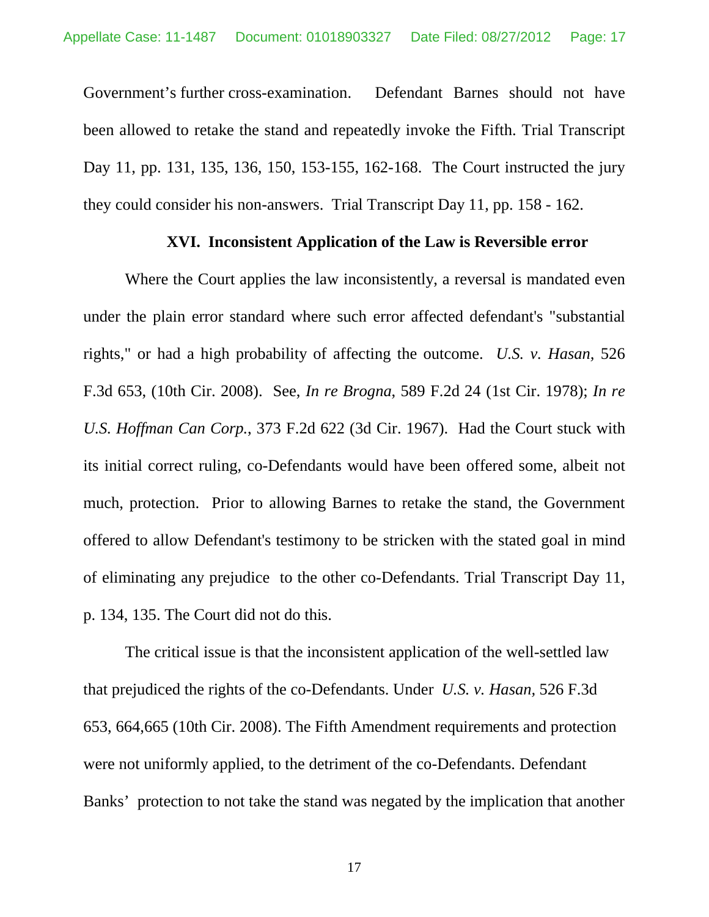Government's further cross-examination. Defendant Barnes should not have been allowed to retake the stand and repeatedly invoke the Fifth. Trial Transcript Day 11, pp. 131, 135, 136, 150, 153-155, 162-168. The Court instructed the jury they could consider his non-answers. Trial Transcript Day 11, pp. 158 - 162.

## XVI. Inconsistent Application of the Law is Reversible error

Where the Court applies the law inconsistently, a reversal is mandated even under the plain error standard where such error affected defendant's "substantial rights," or had a high probability of affecting the outcome. *U.S. v. Hasan*, 526 F.3d 653, (10th Cir. 2008). See, *In re Brogna*, 589 F.2d 24 (1st Cir. 1978); *In re U.S. Hoffman Can Corp.*, 373 F.2d 622 (3d Cir. 1967). Had the Court stuck with its initial correct ruling, co-Defendants would have been offered some, albeit not much, protection. Prior to allowing Barnes to retake the stand, the Government offered to allow Defendant's testimony to be stricken with the stated goal in mind of eliminating any prejudice to the other co-Defendants. Trial Transcript Day 11, p. 134, 135. The Court did not do this.

The critical issue is that the inconsistent application of the well-settled law that prejudiced the rights of the co-Defendants. Under *U.S. v. Hasan*, 526 F.3d 653, 664,665 (10th Cir. 2008). The Fifth Amendment requirements and protection were not uniformly applied, to the detriment of the co-Defendants. Defendant Banks' protection to not take the stand was negated by the implication that another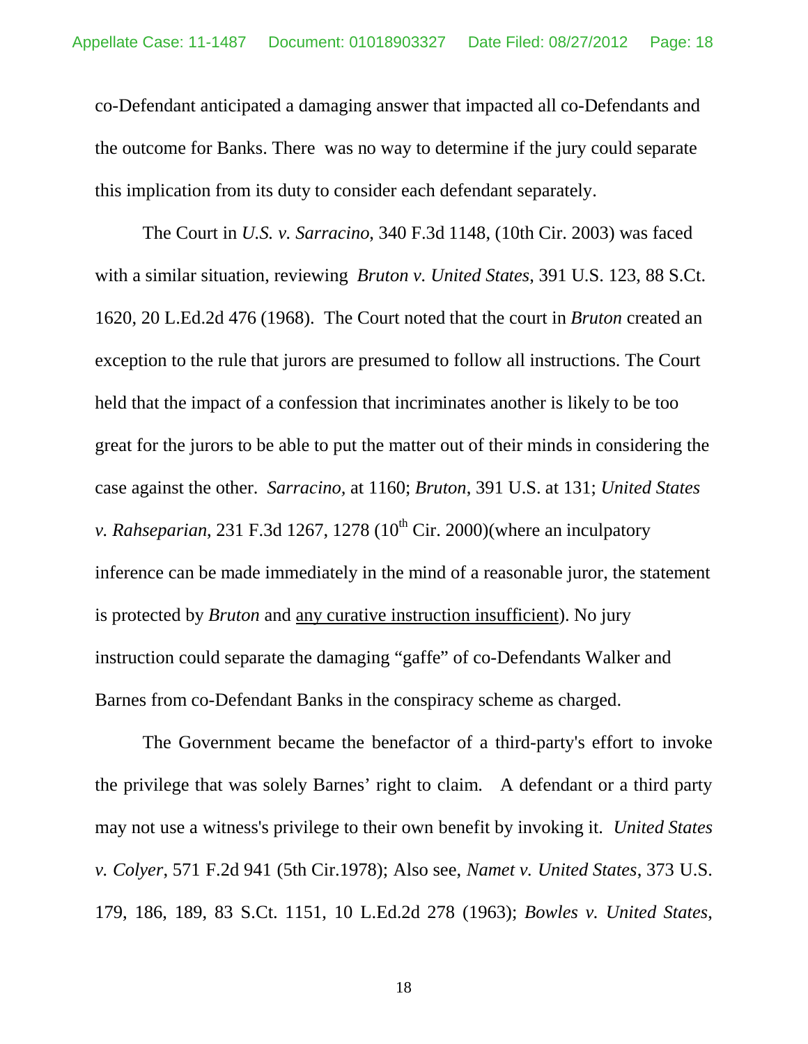co-Defendant anticipated a damaging answer that impacted all co-Defendants and the outcome for Banks. There was no way to determine if the jury could separate this implication from its duty to consider each defendant separately.

The Court in *U.S. v. Sarracino*, 340 F.3d 1148, (10th Cir. 2003) was faced with a similar situation, reviewing *Bruton v. United States*, 391 U.S. 123, 88 S.Ct. 1620, 20 L.Ed.2d 476 (1968). The Court noted that the court in *Bruton* created an exception to the rule that jurors are presumed to follow all instructions. The Court held that the impact of a confession that incriminates another is likely to be too great for the jurors to be able to put the matter out of their minds in considering the case against the other. *Sarracino,* at 1160; *Bruton*, 391 U.S. at 131; *United States v. Rahseparian*, 231 F.3d 1267, 1278 (10th Cir. 2000)(where an inculpatory inference can be made immediately in the mind of a reasonable juror, the statement is protected by *Bruton* and <u>any curative instruction insufficient</u>). No jury instruction could separate the damaging "gaffe" of co-Defendants Walker and Barnes from co-Defendant Banks in the conspiracy scheme as charged.

The Government became the benefactor of a third-party's effort to invoke the privilege that was solely Barnes' right to claim. A defendant or a third party may not use a witness's privilege to their own benefit by invoking it. *United States v. Colyer*, 571 F.2d 941 (5th Cir.1978); Also see, *Namet v. United States*, 373 U.S. 179, 186, 189, 83 S.Ct. 1151, 10 L.Ed.2d 278 (1963); *Bowles v. United States*,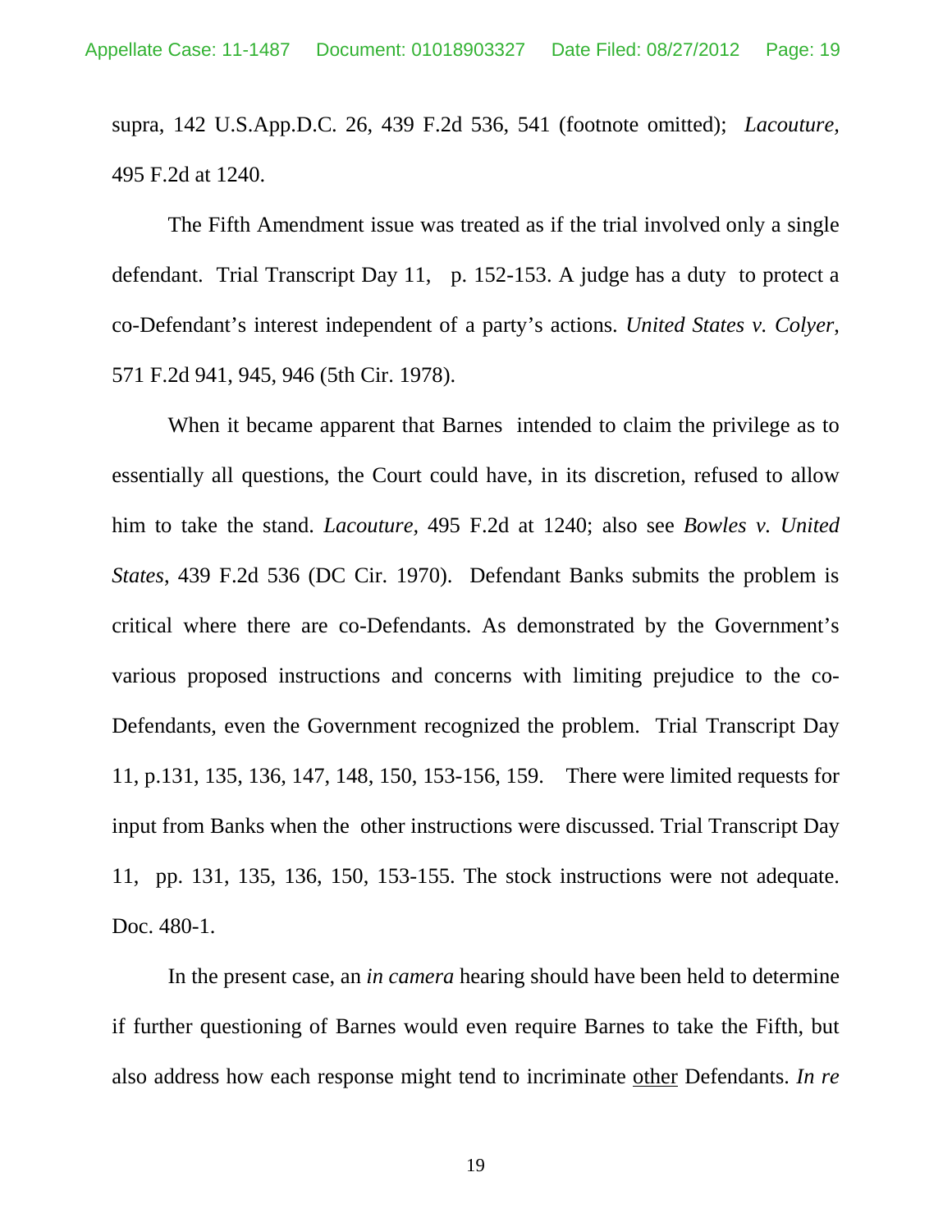supra, 142 U.S.App.D.C. 26, 439 F.2d 536, 541 (footnote omitted); *Lacouture,* 495 F.2d at 1240.

The Fifth Amendment issue was treated as if the trial involved only a single defendant. Trial Transcript Day 11, p. 152-153. A judge has a duty to protect a co-Defendant's interest independent of a party's actions. *United States v. Colyer*, 571 F.2d 941, 945, 946 (5th Cir. 1978).

When it became apparent that Barnes intended to claim the privilege as to essentially all questions, the Court could have, in its discretion, refused to allow him to take the stand. *Lacouture,* 495 F.2d at 1240; also see *Bowles v. United States*, 439 F.2d 536 (DC Cir. 1970). Defendant Banks submits the problem is critical where there are co-Defendants. As demonstrated by the Government's various proposed instructions and concerns with limiting prejudice to the co-Defendants, even the Government recognized the problem. Trial Transcript Day 11, p.131, 135, 136, 147, 148, 150, 153-156, 159. There were limited requests for input from Banks when the other instructions were discussed. Trial Transcript Day 11, pp. 131, 135, 136, 150, 153-155. The stock instructions were not adequate. Doc. 480-1.

In the present case, an *in camera* hearing should have been held to determine if further questioning of Barnes would even require Barnes to take the Fifth, but also address how each response might tend to incriminate <u>other</u> Defendants. *In re*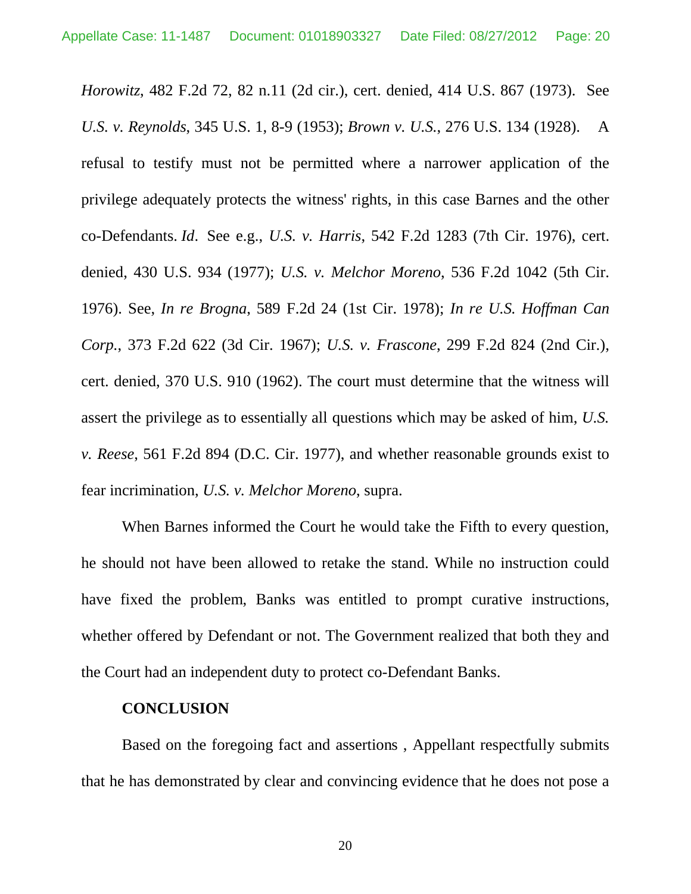*Horowitz*, 482 F.2d 72, 82 n.11 (2d cir.), cert. denied, 414 U.S. 867 (1973). See *U.S. v. Reynolds*, 345 U.S. 1, 8-9 (1953); *Brown v. U.S.*, 276 U.S. 134 (1928). A refusal to testify must not be permitted where a narrower application of the privilege adequately protects the witness' rights, in this case Barnes and the other co-Defendants. *Id*. See e.g., *U.S. v. Harris*, 542 F.2d 1283 (7th Cir. 1976), cert. denied, 430 U.S. 934 (1977); *U.S. v. Melchor Moreno*, 536 F.2d 1042 (5th Cir. 1976). See, *In re Brogna*, 589 F.2d 24 (1st Cir. 1978); *In re U.S. Hoffman Can Corp.*, 373 F.2d 622 (3d Cir. 1967); *U.S. v. Frascone*, 299 F.2d 824 (2nd Cir.), cert. denied, 370 U.S. 910 (1962). The court must determine that the witness will assert the privilege as to essentially all questions which may be asked of him, *U.S. v. Reese*, 561 F.2d 894 (D.C. Cir. 1977), and whether reasonable grounds exist to fear incrimination, *U.S. v. Melchor Moreno*, supra.

When Barnes informed the Court he would take the Fifth to every question, he should not have been allowed to retake the stand. While no instruction could have fixed the problem, Banks was entitled to prompt curative instructions, whether offered by Defendant or not. The Government realized that both they and the Court had an independent duty to protect co-Defendant Banks.

**CONCLUSION**

Based on the foregoing fact and assertions , Appellant respectfully submits that he has demonstrated by clear and convincing evidence that he does not pose a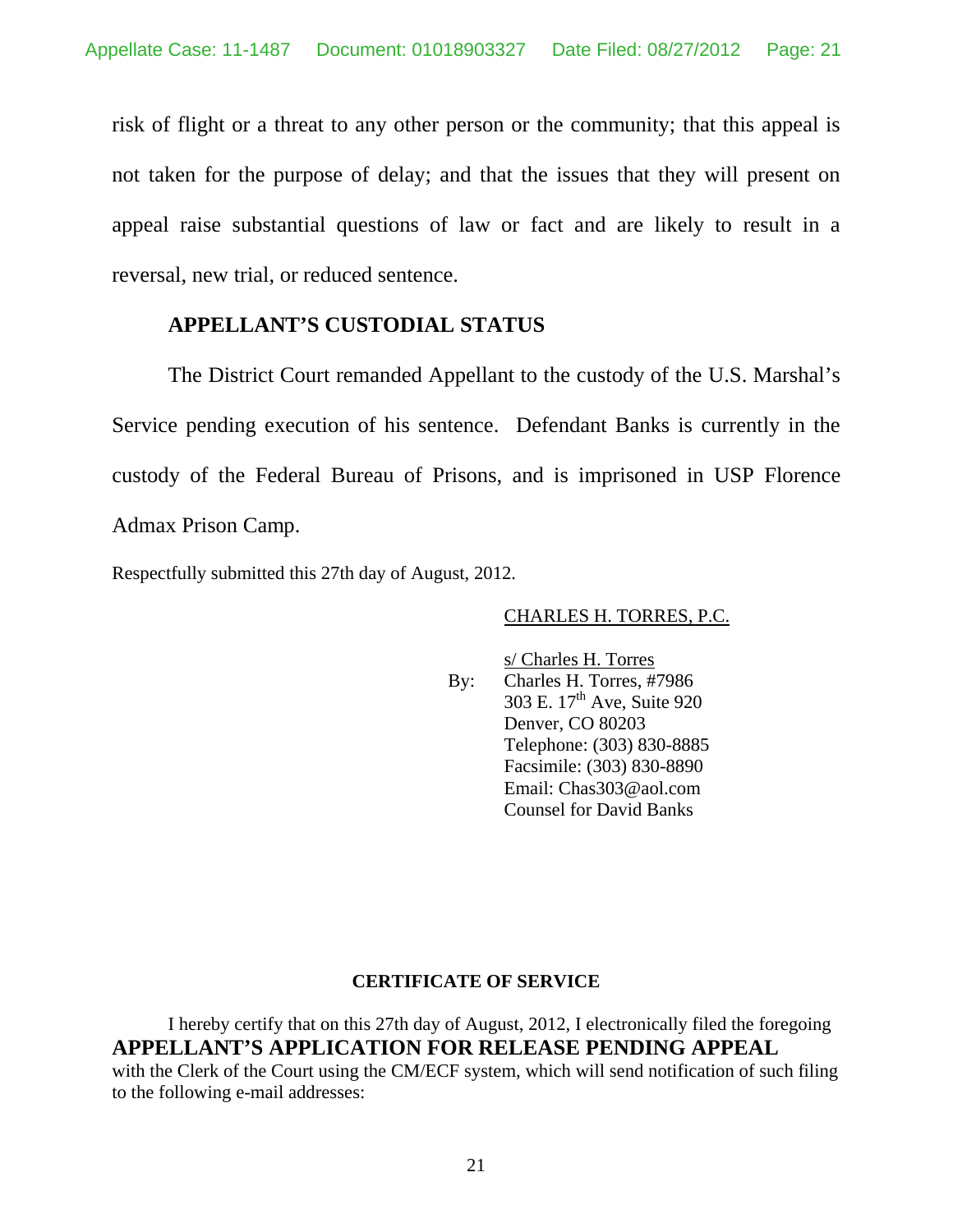risk of flight or a threat to any other person or the community; that this appeal is not taken for the purpose of delay; and that the issues that they will present on appeal raise substantial questions of law or fact and are likely to result in a reversal, new trial, or reduced sentence.

## APPELLANT'S CUSTODIAL STATUS

The District Court remanded Appellant to the custody of the U.S. Marshal's Service pending execution of his sentence. Defendant Banks is currently in the custody of the Federal Bureau of Prisons, and is imprisoned in USP Florence Admax Prison Camp.

Respectfully submitted this 27th day of August, 2012.

CHARLES H. TORRES, P.C.

s/ Charles H. Torres
By: Charles H. Torres, #7986
303 E. 17th Ave, Suite 920
Denver, CO 80203
Telephone: (303) 830-8885
Facsimile: (303) 830-8890
Email: Chas303@aol.com
Counsel for David Banks

## CERTIFICATE OF SERVICE

I hereby certify that on this 27th day of August, 2012, I electronically filed the foregoing **APPELLANT'S APPLICATION FOR RELEASE PENDING APPEAL** with the Clerk of the Court using the CM/ECF system, which will send notification of such filing to the following e-mail addresses: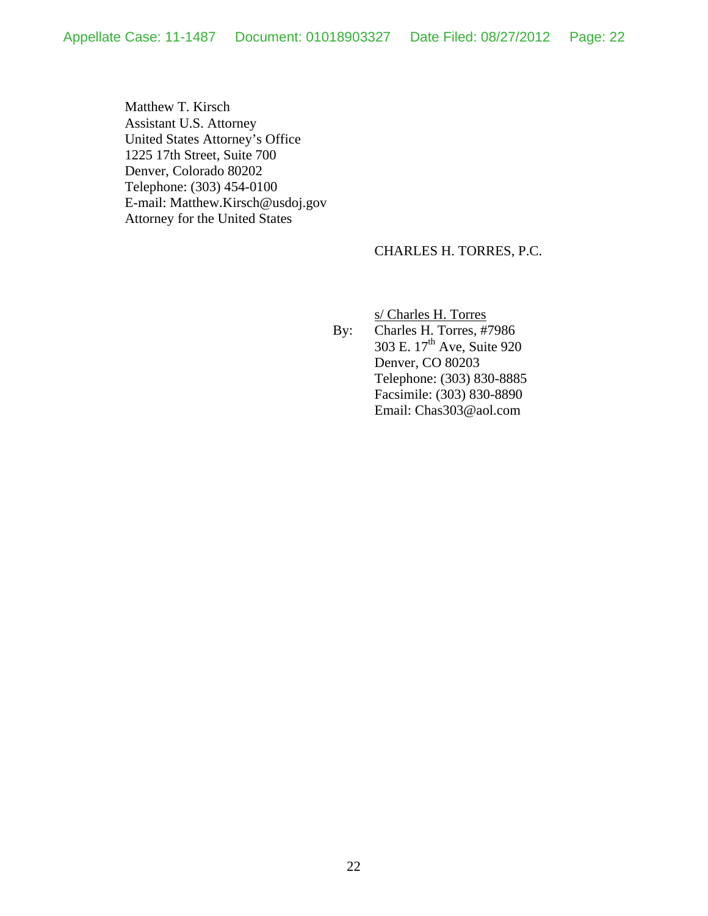Matthew T. Kirsch
Assistant U.S. Attorney
United States Attorney's Office
1225 17th Street, Suite 700
Denver, Colorado 80202
Telephone: (303) 454-0100
E-mail: Matthew.Kirsch@usdoj.gov
Attorney for the United States

CHARLES H. TORRES, P.C.

s/ Charles H. Torres

By: Charles H. Torres, #7986
303 E. 17th Ave, Suite 920
Denver, CO 80203
Telephone: (303) 830-8885
Facsimile: (303) 830-8890
Email: Chas303@aol.com